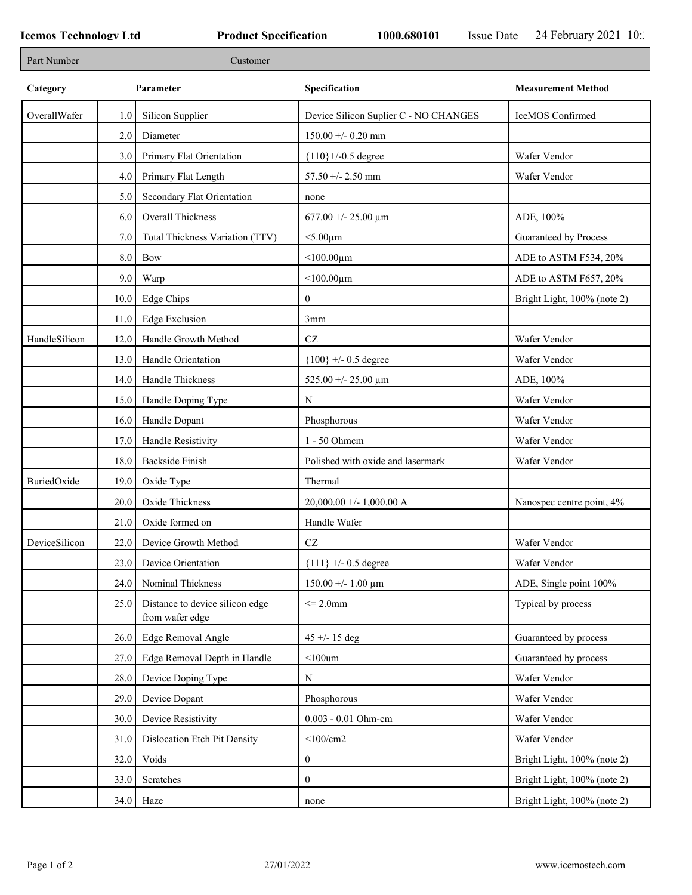**Icemos Technology Ltd** | **Product Specification** | **1000.680101** | Issue Date 24 February 2021 10:

Part Number | Customer

| Category | | Parameter | Specification | Measurement Method |
|---|---|---|---|---|
| OverallWafer | 1.0 | Silicon Supplier | Device Silicon Suplier C - NO CHANGES | IceMOS Confirmed |
| | 2.0 | Diameter | 150.00 +/- 0.20 mm | |
| | 3.0 | Primary Flat Orientation | {110}+/-0.5 degree | Wafer Vendor |
| | 4.0 | Primary Flat Length | 57.50 +/- 2.50 mm | Wafer Vendor |
| | 5.0 | Secondary Flat Orientation | none | |
| | 6.0 | Overall Thickness | 677.00 +/- 25.00 µm | ADE, 100% |
| | 7.0 | Total Thickness Variation (TTV) | <5.00µm | Guaranteed by Process |
| | 8.0 | Bow | <100.00µm | ADE to ASTM F534, 20% |
| | 9.0 | Warp | <100.00µm | ADE to ASTM F657, 20% |
| | 10.0 | Edge Chips | 0 | Bright Light, 100% (note 2) |
| | 11.0 | Edge Exclusion | 3mm | |
| HandleSilicon | 12.0 | Handle Growth Method | CZ | Wafer Vendor |
| | 13.0 | Handle Orientation | {100} +/- 0.5 degree | Wafer Vendor |
| | 14.0 | Handle Thickness | 525.00 +/- 25.00 µm | ADE, 100% |
| | 15.0 | Handle Doping Type | N | Wafer Vendor |
| | 16.0 | Handle Dopant | Phosphorous | Wafer Vendor |
| | 17.0 | Handle Resistivity | 1 - 50 Ohmcm | Wafer Vendor |
| | 18.0 | Backside Finish | Polished with oxide and lasermark | Wafer Vendor |
| BuriedOxide | 19.0 | Oxide Type | Thermal | |
| | 20.0 | Oxide Thickness | 20,000.00 +/- 1,000.00 A | Nanospec centre point, 4% |
| | 21.0 | Oxide formed on | Handle Wafer | |
| DeviceSilicon | 22.0 | Device Growth Method | CZ | Wafer Vendor |
| | 23.0 | Device Orientation | {111} +/- 0.5 degree | Wafer Vendor |
| | 24.0 | Nominal Thickness | 150.00 +/- 1.00 µm | ADE, Single point 100% |
| | 25.0 | Distance to device silicon edge from wafer edge | <= 2.0mm | Typical by process |
| | 26.0 | Edge Removal Angle | 45 +/- 15 deg | Guaranteed by process |
| | 27.0 | Edge Removal Depth in Handle | <100um | Guaranteed by process |
| | 28.0 | Device Doping Type | N | Wafer Vendor |
| | 29.0 | Device Dopant | Phosphorous | Wafer Vendor |
| | 30.0 | Device Resistivity | 0.003 - 0.01 Ohm-cm | Wafer Vendor |
| | 31.0 | Dislocation Etch Pit Density | <100/cm2 | Wafer Vendor |
| | 32.0 | Voids | 0 | Bright Light, 100% (note 2) |
| | 33.0 | Scratches | 0 | Bright Light, 100% (note 2) |
| | 34.0 | Haze | none | Bright Light, 100% (note 2) |

27/01/2022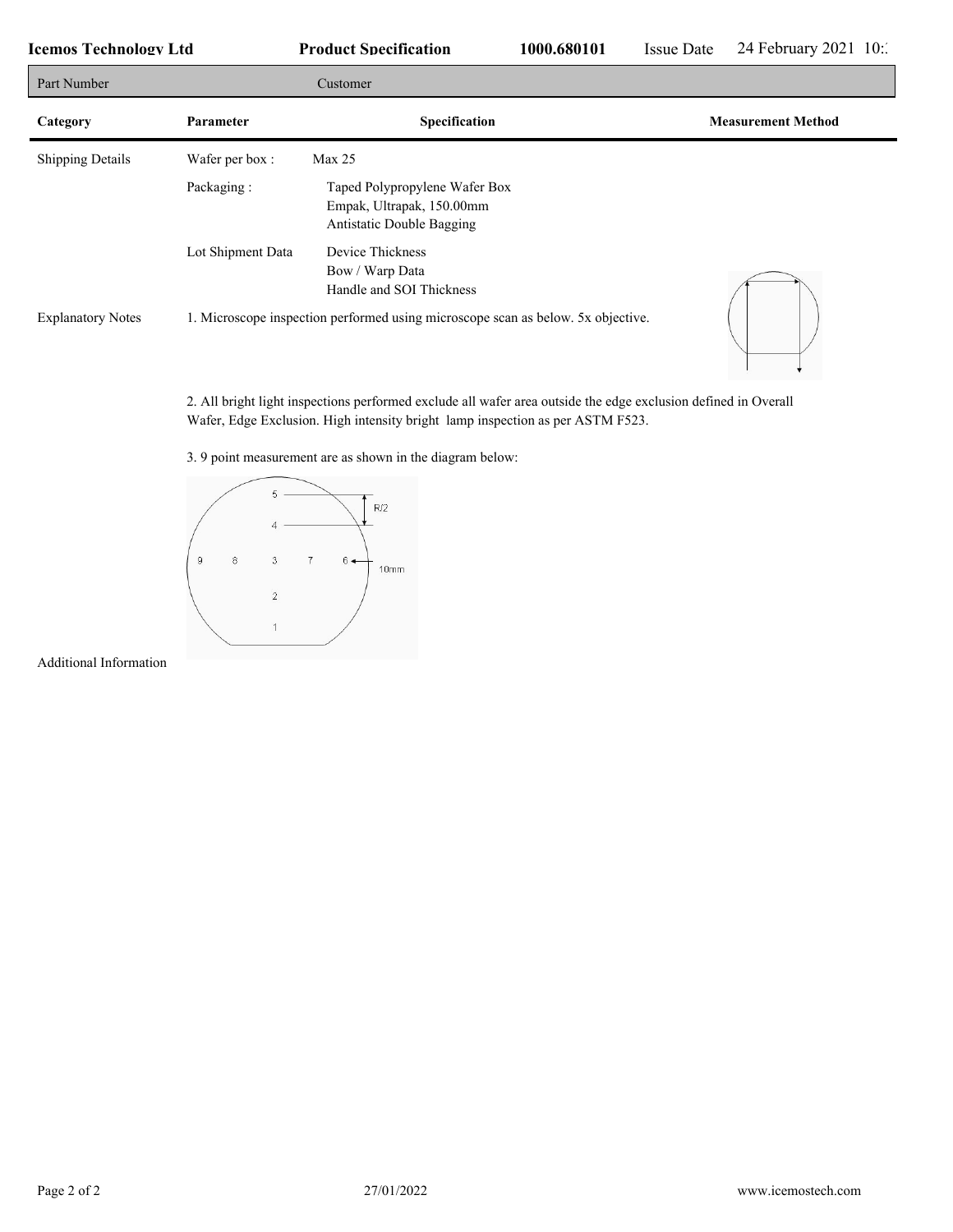| Part Number | | Customer | |
|---|---|---|---|
| **Category** | **Parameter** | **Specification** | **Measurement Method** |
| Shipping Details | Wafer per box : | Max 25 | |
| | Packaging : | Taped Polypropylene Wafer Box<br>Empak, Ultrapak, 150.00mm<br>Antistatic Double Bagging | |
| | Lot Shipment Data | Device Thickness<br>Bow / Warp Data<br>Handle and SOI Thickness | |
| Explanatory Notes | 1. Microscope inspection performed using microscope scan as below. 5x objective. | | |

2. All bright light inspections performed exclude all wafer area outside the edge exclusion defined in Overall Wafer, Edge Exclusion. High intensity bright lamp inspection as per ASTM F523.

3. 9 point measurement are as shown in the diagram below:

5
4
R/2
9 8 3 7 6
10mm
2
1

Additional Information